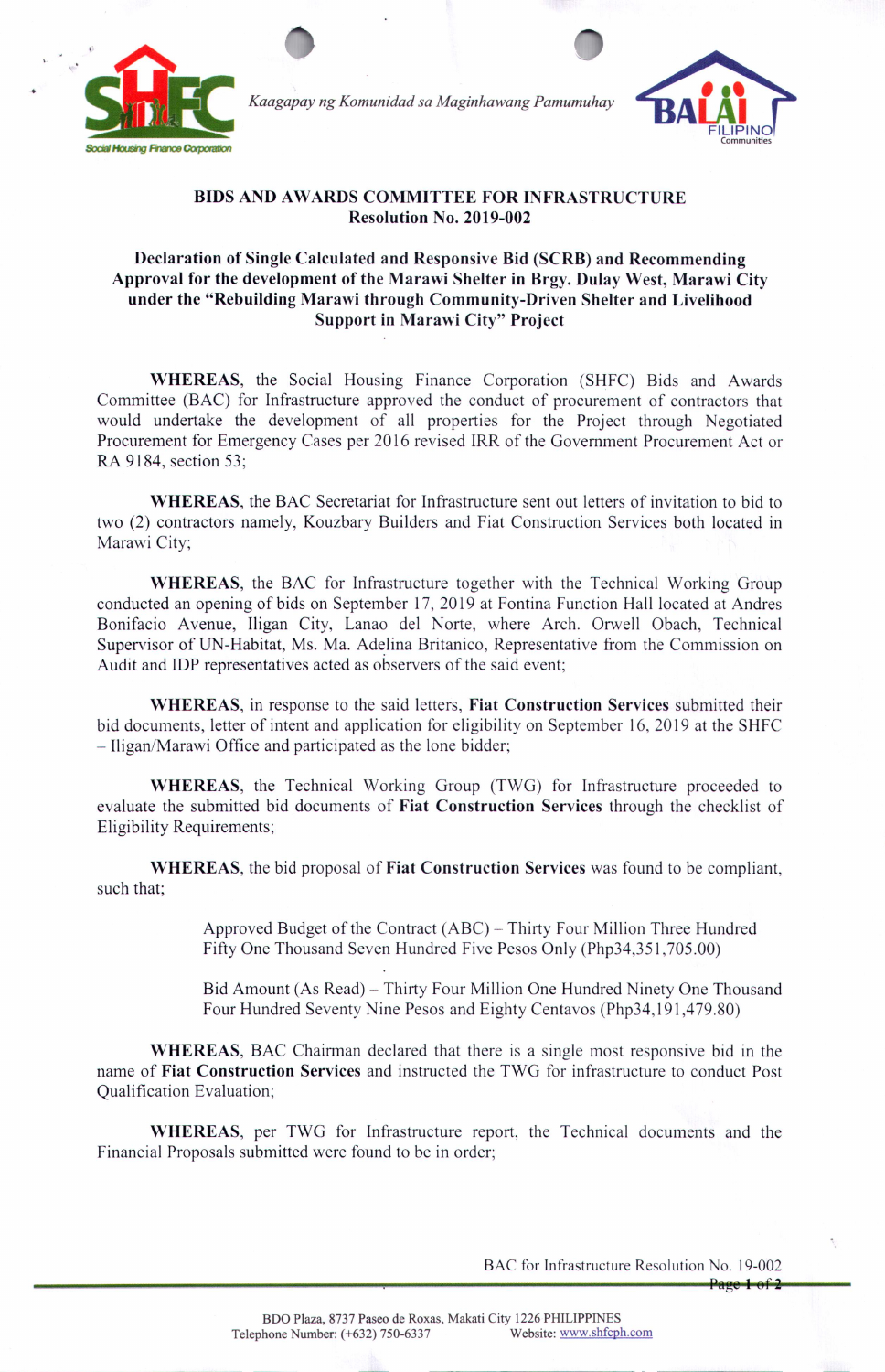Kaagapay ng Komunidad sa Maginhawang Pamumuhay

**BIDS AND AWARDS COMMITTEE FOR INFRASTRUCTURE**
**Resolution No. 2019-002**

**Declaration of Single Calculated and Responsive Bid (SCRB) and Recommending Approval for the development of the Marawi Shelter in Brgy. Dulay West, Marawi City under the "Rebuilding Marawi through Community-Driven Shelter and Livelihood Support in Marawi City" Project**

**WHEREAS**, the Social Housing Finance Corporation (SHFC) Bids and Awards Committee (BAC) for Infrastructure approved the conduct of procurement of contractors that would undertake the development of all properties for the Project through Negotiated Procurement for Emergency Cases per 2016 revised IRR of the Government Procurement Act or RA 9184, section 53;

**WHEREAS**, the BAC Secretariat for Infrastructure sent out letters of invitation to bid to two (2) contractors namely, Kouzbary Builders and Fiat Construction Services both located in Marawi City;

**WHEREAS**, the BAC for Infrastructure together with the Technical Working Group conducted an opening of bids on September 17, 2019 at Fontina Function Hall located at Andres Bonifacio Avenue, Iligan City, Lanao del Norte, where Arch. Orwell Obach, Technical Supervisor of UN-Habitat, Ms. Ma. Adelina Britanico, Representative from the Commission on Audit and IDP representatives acted as observers of the said event;

**WHEREAS**, in response to the said letters, **Fiat Construction Services** submitted their bid documents, letter of intent and application for eligibility on September 16, 2019 at the SHFC – Iligan/Marawi Office and participated as the lone bidder;

**WHEREAS**, the Technical Working Group (TWG) for Infrastructure proceeded to evaluate the submitted bid documents of **Fiat Construction Services** through the checklist of Eligibility Requirements;

**WHEREAS**, the bid proposal of **Fiat Construction Services** was found to be compliant, such that;

> Approved Budget of the Contract (ABC) – Thirty Four Million Three Hundred Fifty One Thousand Seven Hundred Five Pesos Only (Php34,351,705.00)
>
> Bid Amount (As Read) – Thirty Four Million One Hundred Ninety One Thousand Four Hundred Seventy Nine Pesos and Eighty Centavos (Php34,191,479.80)

**WHEREAS**, BAC Chairman declared that there is a single most responsive bid in the name of **Fiat Construction Services** and instructed the TWG for infrastructure to conduct Post Qualification Evaluation;

**WHEREAS**, per TWG for Infrastructure report, the Technical documents and the Financial Proposals submitted were found to be in order;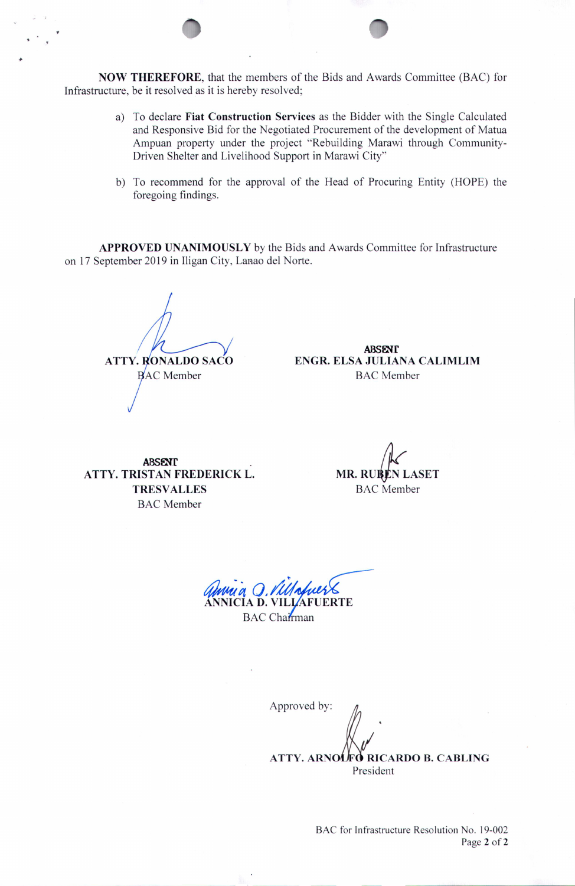**NOW THEREFORE**, that the members of the Bids and Awards Committee (BAC) for Infrastructure, be it resolved as it is hereby resolved;

a) To declare **Fiat Construction Services** as the Bidder with the Single Calculated and Responsive Bid for the Negotiated Procurement of the development of Matua Ampuan property under the project "Rebuilding Marawi through Community-Driven Shelter and Livelihood Support in Marawi City"

b) To recommend for the approval of the Head of Procuring Entity (HOPE) the foregoing findings.

**APPROVED UNANIMOUSLY** by the Bids and Awards Committee for Infrastructure on 17 September 2019 in Iligan City, Lanao del Norte.

**ATTY. RONALDO SACO**
BAC Member

ABSENT
**ENGR. ELSA JULIANA CALIMLIM**
BAC Member

ABSENT
**ATTY. TRISTAN FREDERICK L. TRESVALLES**
BAC Member

**MR. RUBEN LASET**
BAC Member

**ANNICIA D. VILLAFUERTE**
BAC Chairman

Approved by:

**ATTY. ARNOLFO RICARDO B. CABLING**
President

BAC for Infrastructure Resolution No. 19-002